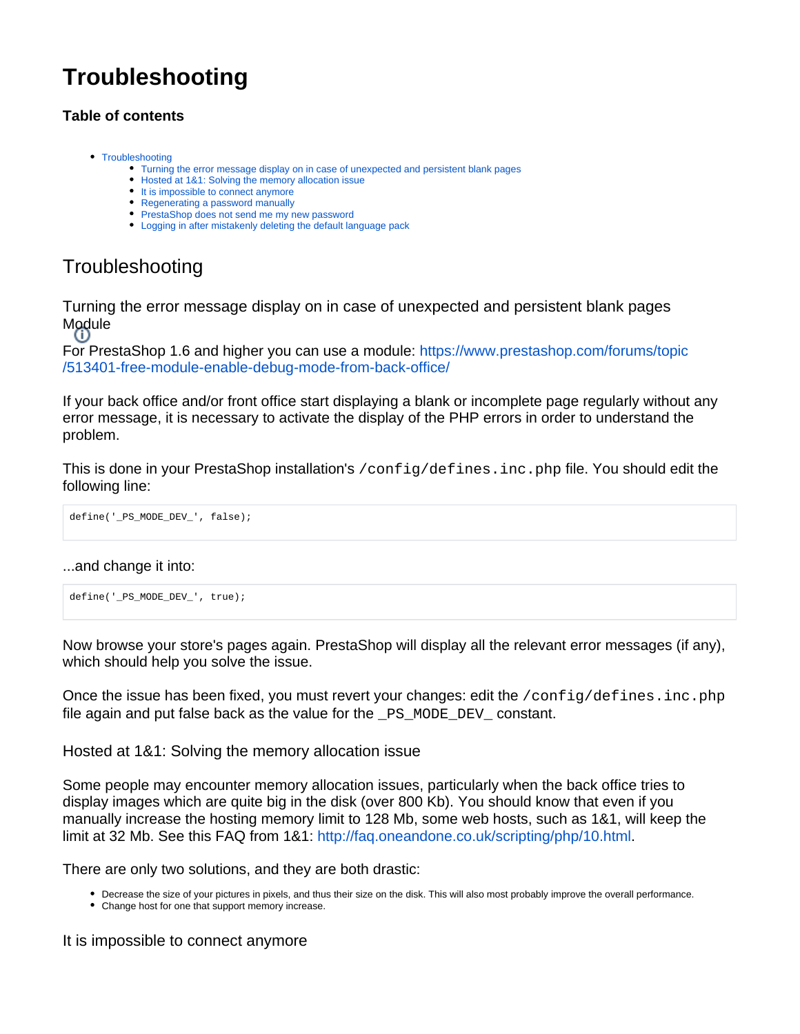# Troubleshooting

### Table of contents

- Troubleshooting
  - Turning the error message display on in case of unexpected and persistent blank pages
  - Hosted at 1&1: Solving the memory allocation issue
  - It is impossible to connect anymore
  - Regenerating a password manually
  - PrestaShop does not send me my new password
  - Logging in after mistakenly deleting the default language pack

## Troubleshooting

### Turning the error message display on in case of unexpected and persistent blank pages

Module

For PrestaShop 1.6 and higher you can use a module: https://www.prestashop.com/forums/topic/513401-free-module-enable-debug-mode-from-back-office/

If your back office and/or front office start displaying a blank or incomplete page regularly without any error message, it is necessary to activate the display of the PHP errors in order to understand the problem.

This is done in your PrestaShop installation's `/config/defines.inc.php` file. You should edit the following line:

```
define('_PS_MODE_DEV_', false);
```

...and change it into:

```
define('_PS_MODE_DEV_', true);
```

Now browse your store's pages again. PrestaShop will display all the relevant error messages (if any), which should help you solve the issue.

Once the issue has been fixed, you must revert your changes: edit the `/config/defines.inc.php` file again and put false back as the value for the _PS_MODE_DEV_ constant.

### Hosted at 1&1: Solving the memory allocation issue

Some people may encounter memory allocation issues, particularly when the back office tries to display images which are quite big in the disk (over 800 Kb). You should know that even if you manually increase the hosting memory limit to 128 Mb, some web hosts, such as 1&1, will keep the limit at 32 Mb. See this FAQ from 1&1: http://faq.oneandone.co.uk/scripting/php/10.html.

There are only two solutions, and they are both drastic:

- Decrease the size of your pictures in pixels, and thus their size on the disk. This will also most probably improve the overall performance.
- Change host for one that support memory increase.

### It is impossible to connect anymore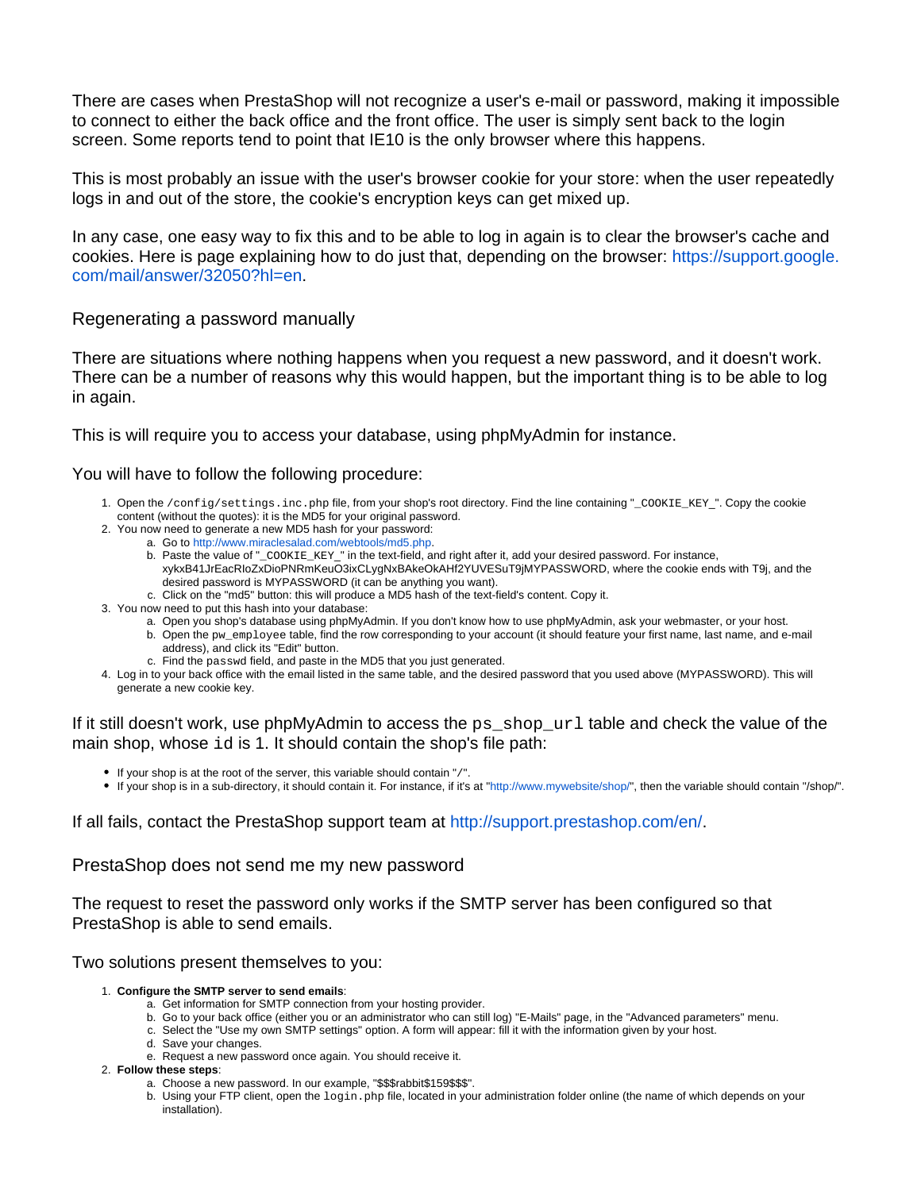There are cases when PrestaShop will not recognize a user's e-mail or password, making it impossible to connect to either the back office and the front office. The user is simply sent back to the login screen. Some reports tend to point that IE10 is the only browser where this happens.

This is most probably an issue with the user's browser cookie for your store: when the user repeatedly logs in and out of the store, the cookie's encryption keys can get mixed up.

In any case, one easy way to fix this and to be able to log in again is to clear the browser's cache and cookies. Here is page explaining how to do just that, depending on the browser: https://support.google.com/mail/answer/32050?hl=en.

## Regenerating a password manually

There are situations where nothing happens when you request a new password, and it doesn't work. There can be a number of reasons why this would happen, but the important thing is to be able to log in again.

This is will require you to access your database, using phpMyAdmin for instance.

You will have to follow the following procedure:

1. Open the `/config/settings.inc.php` file, from your shop's root directory. Find the line containing "`_COOKIE_KEY_`". Copy the cookie content (without the quotes): it is the MD5 for your original password.
2. You now need to generate a new MD5 hash for your password:
   a. Go to http://www.miraclesalad.com/webtools/md5.php.
   b. Paste the value of "`_COOKIE_KEY_`" in the text-field, and right after it, add your desired password. For instance, xykxB41JrEacRIoZxDioPNRmKeuO3ixCLygNxBAkeOkAHf2YUVESuT9jMYPASSWORD, where the cookie ends with T9j, and the desired password is MYPASSWORD (it can be anything you want).
   c. Click on the "md5" button: this will produce a MD5 hash of the text-field's content. Copy it.
3. You now need to put this hash into your database:
   a. Open you shop's database using phpMyAdmin. If you don't know how to use phpMyAdmin, ask your webmaster, or your host.
   b. Open the `pw_employee` table, find the row corresponding to your account (it should feature your first name, last name, and e-mail address), and click its "Edit" button.
   c. Find the `passwd` field, and paste in the MD5 that you just generated.
4. Log in to your back office with the email listed in the same table, and the desired password that you used above (MYPASSWORD). This will generate a new cookie key.

If it still doesn't work, use phpMyAdmin to access the `ps_shop_url` table and check the value of the main shop, whose `id` is 1. It should contain the shop's file path:

- If your shop is at the root of the server, this variable should contain "`/`".
- If your shop is in a sub-directory, it should contain it. For instance, if it's at "http://www.mywebsite/shop/", then the variable should contain "/shop/".

If all fails, contact the PrestaShop support team at http://support.prestashop.com/en/.

## PrestaShop does not send me my new password

The request to reset the password only works if the SMTP server has been configured so that PrestaShop is able to send emails.

Two solutions present themselves to you:

1. **Configure the SMTP server to send emails**:
   a. Get information for SMTP connection from your hosting provider.
   b. Go to your back office (either you or an administrator who can still log) "E-Mails" page, in the "Advanced parameters" menu.
   c. Select the "Use my own SMTP settings" option. A form will appear: fill it with the information given by your host.
   d. Save your changes.
   e. Request a new password once again. You should receive it.
2. **Follow these steps**:
   a. Choose a new password. In our example, "$$$rabbit$159$$$".
   b. Using your FTP client, open the `login.php` file, located in your administration folder online (the name of which depends on your installation).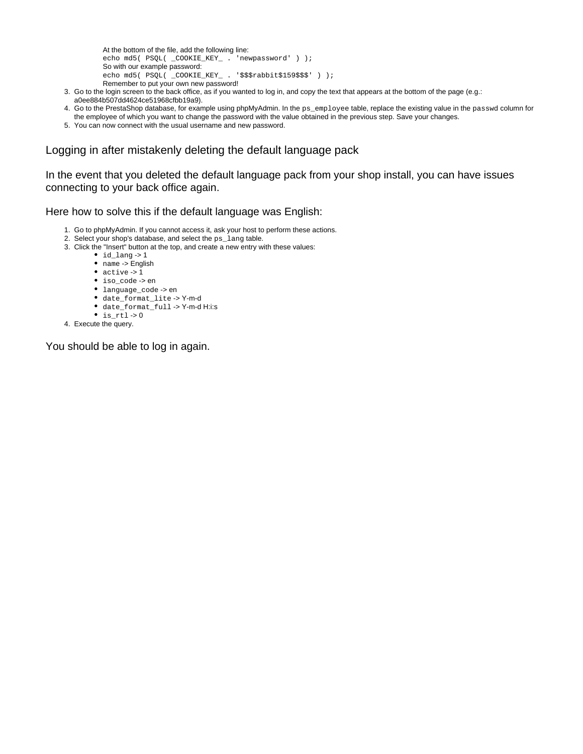At the bottom of the file, add the following line:
`echo md5( PSQL( _COOKIE_KEY_ . 'newpassword' ) );`
So with our example password:
`echo md5( PSQL( _COOKIE_KEY_ . '$$$rabbit$159$$$' ) );`
Remember to put your own new password!

3. Go to the login screen to the back office, as if you wanted to log in, and copy the text that appears at the bottom of the page (e.g.: a0ee884b507dd4624ce51968cfbb19a9).
4. Go to the PrestaShop database, for example using phpMyAdmin. In the `ps_employee` table, replace the existing value in the `passwd` column for the employee of which you want to change the password with the value obtained in the previous step. Save your changes.
5. You can now connect with the usual username and new password.

## Logging in after mistakenly deleting the default language pack

In the event that you deleted the default language pack from your shop install, you can have issues connecting to your back office again.

Here how to solve this if the default language was English:

1. Go to phpMyAdmin. If you cannot access it, ask your host to perform these actions.
2. Select your shop's database, and select the `ps_lang` table.
3. Click the "Insert" button at the top, and create a new entry with these values:
   - `id_lang` -> 1
   - `name` -> English
   - `active` -> 1
   - `iso_code` -> en
   - `language_code` -> en
   - `date_format_lite` -> Y-m-d
   - `date_format_full` -> Y-m-d H:i:s
   - `is_rtl` -> 0
4. Execute the query.

You should be able to log in again.